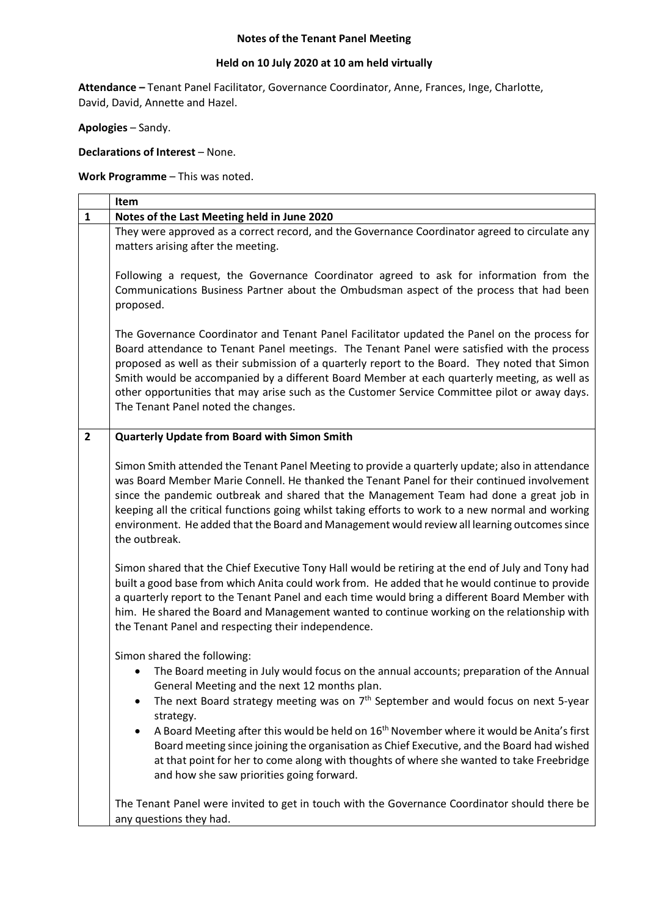**Notes of the Tenant Panel Meeting**

**Held on 10 July 2020 at 10 am held virtually**

**Attendance –** Tenant Panel Facilitator, Governance Coordinator, Anne, Frances, Inge, Charlotte, David, David, Annette and Hazel.

**Apologies** – Sandy.

**Declarations of Interest** – None.

**Work Programme** – This was noted.

| | **Item** |
|---|---|
| **1** | **Notes of the Last Meeting held in June 2020** |
| | They were approved as a correct record, and the Governance Coordinator agreed to circulate any matters arising after the meeting.<br><br>Following a request, the Governance Coordinator agreed to ask for information from the Communications Business Partner about the Ombudsman aspect of the process that had been proposed.<br><br>The Governance Coordinator and Tenant Panel Facilitator updated the Panel on the process for Board attendance to Tenant Panel meetings. The Tenant Panel were satisfied with the process proposed as well as their submission of a quarterly report to the Board. They noted that Simon Smith would be accompanied by a different Board Member at each quarterly meeting, as well as other opportunities that may arise such as the Customer Service Committee pilot or away days. The Tenant Panel noted the changes. |
| **2** | **Quarterly Update from Board with Simon Smith**<br><br>Simon Smith attended the Tenant Panel Meeting to provide a quarterly update; also in attendance was Board Member Marie Connell. He thanked the Tenant Panel for their continued involvement since the pandemic outbreak and shared that the Management Team had done a great job in keeping all the critical functions going whilst taking efforts to work to a new normal and working environment. He added that the Board and Management would review all learning outcomes since the outbreak.<br><br>Simon shared that the Chief Executive Tony Hall would be retiring at the end of July and Tony had built a good base from which Anita could work from. He added that he would continue to provide a quarterly report to the Tenant Panel and each time would bring a different Board Member with him. He shared the Board and Management wanted to continue working on the relationship with the Tenant Panel and respecting their independence.<br><br>Simon shared the following:<br>• The Board meeting in July would focus on the annual accounts; preparation of the Annual General Meeting and the next 12 months plan.<br>• The next Board strategy meeting was on 7th September and would focus on next 5-year strategy.<br>• A Board Meeting after this would be held on 16th November where it would be Anita's first Board meeting since joining the organisation as Chief Executive, and the Board had wished at that point for her to come along with thoughts of where she wanted to take Freebridge and how she saw priorities going forward.<br><br>The Tenant Panel were invited to get in touch with the Governance Coordinator should there be any questions they had. |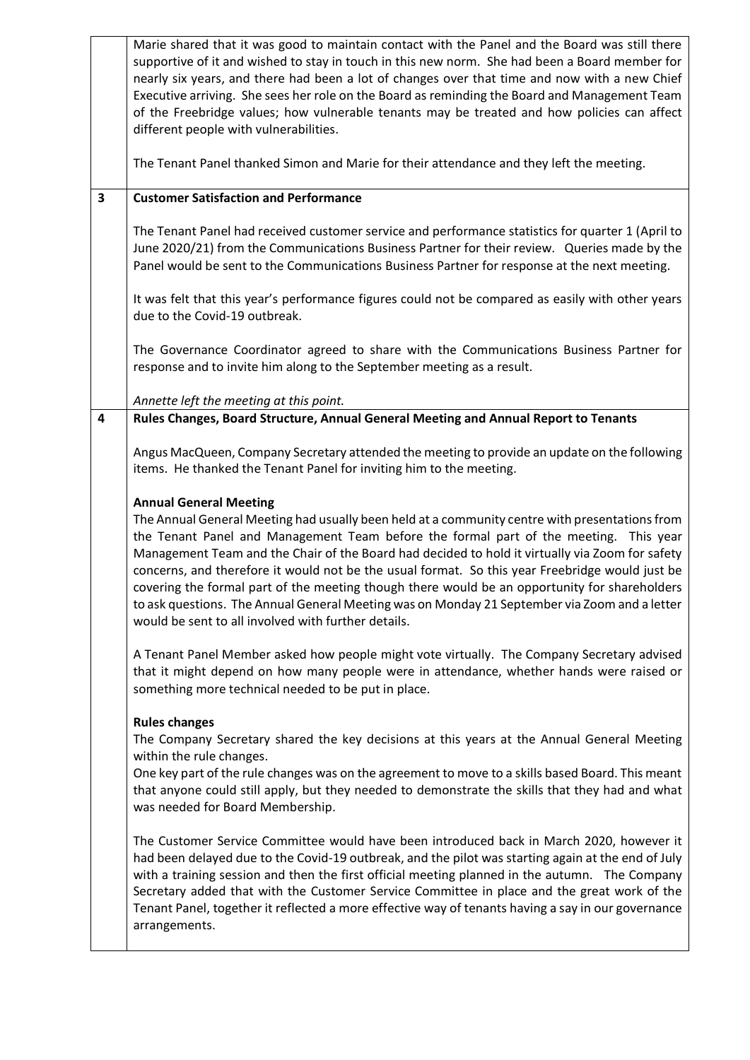| | |
|---|---|
| | Marie shared that it was good to maintain contact with the Panel and the Board was still there supportive of it and wished to stay in touch in this new norm. She had been a Board member for nearly six years, and there had been a lot of changes over that time and now with a new Chief Executive arriving. She sees her role on the Board as reminding the Board and Management Team of the Freebridge values; how vulnerable tenants may be treated and how policies can affect different people with vulnerabilities.<br><br>The Tenant Panel thanked Simon and Marie for their attendance and they left the meeting. |
| **3** | **Customer Satisfaction and Performance**<br><br>The Tenant Panel had received customer service and performance statistics for quarter 1 (April to June 2020/21) from the Communications Business Partner for their review. Queries made by the Panel would be sent to the Communications Business Partner for response at the next meeting.<br><br>It was felt that this year's performance figures could not be compared as easily with other years due to the Covid-19 outbreak.<br><br>The Governance Coordinator agreed to share with the Communications Business Partner for response and to invite him along to the September meeting as a result.<br><br>*Annette left the meeting at this point.* |
| **4** | **Rules Changes, Board Structure, Annual General Meeting and Annual Report to Tenants**<br><br>Angus MacQueen, Company Secretary attended the meeting to provide an update on the following items. He thanked the Tenant Panel for inviting him to the meeting.<br><br>**Annual General Meeting**<br>The Annual General Meeting had usually been held at a community centre with presentations from the Tenant Panel and Management Team before the formal part of the meeting. This year Management Team and the Chair of the Board had decided to hold it virtually via Zoom for safety concerns, and therefore it would not be the usual format. So this year Freebridge would just be covering the formal part of the meeting though there would be an opportunity for shareholders to ask questions. The Annual General Meeting was on Monday 21 September via Zoom and a letter would be sent to all involved with further details.<br><br>A Tenant Panel Member asked how people might vote virtually. The Company Secretary advised that it might depend on how many people were in attendance, whether hands were raised or something more technical needed to be put in place.<br><br>**Rules changes**<br>The Company Secretary shared the key decisions at this years at the Annual General Meeting within the rule changes.<br>One key part of the rule changes was on the agreement to move to a skills based Board. This meant that anyone could still apply, but they needed to demonstrate the skills that they had and what was needed for Board Membership.<br><br>The Customer Service Committee would have been introduced back in March 2020, however it had been delayed due to the Covid-19 outbreak, and the pilot was starting again at the end of July with a training session and then the first official meeting planned in the autumn. The Company Secretary added that with the Customer Service Committee in place and the great work of the Tenant Panel, together it reflected a more effective way of tenants having a say in our governance arrangements. |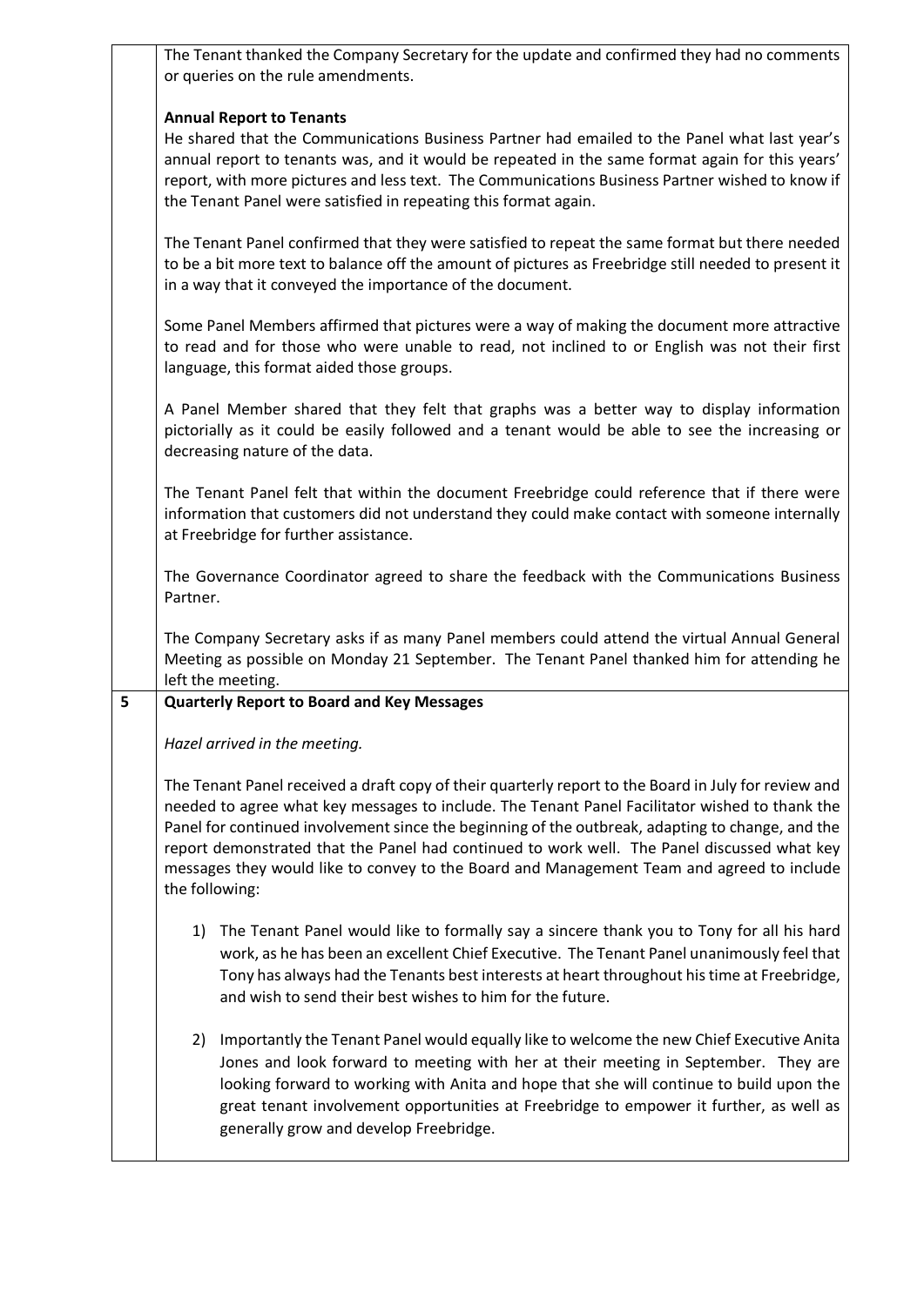The Tenant thanked the Company Secretary for the update and confirmed they had no comments or queries on the rule amendments.

**Annual Report to Tenants**

He shared that the Communications Business Partner had emailed to the Panel what last year's annual report to tenants was, and it would be repeated in the same format again for this years' report, with more pictures and less text. The Communications Business Partner wished to know if the Tenant Panel were satisfied in repeating this format again.

The Tenant Panel confirmed that they were satisfied to repeat the same format but there needed to be a bit more text to balance off the amount of pictures as Freebridge still needed to present it in a way that it conveyed the importance of the document.

Some Panel Members affirmed that pictures were a way of making the document more attractive to read and for those who were unable to read, not inclined to or English was not their first language, this format aided those groups.

A Panel Member shared that they felt that graphs was a better way to display information pictorially as it could be easily followed and a tenant would be able to see the increasing or decreasing nature of the data.

The Tenant Panel felt that within the document Freebridge could reference that if there were information that customers did not understand they could make contact with someone internally at Freebridge for further assistance.

The Governance Coordinator agreed to share the feedback with the Communications Business Partner.

The Company Secretary asks if as many Panel members could attend the virtual Annual General Meeting as possible on Monday 21 September. The Tenant Panel thanked him for attending he left the meeting.

## 5 Quarterly Report to Board and Key Messages

*Hazel arrived in the meeting.*

The Tenant Panel received a draft copy of their quarterly report to the Board in July for review and needed to agree what key messages to include. The Tenant Panel Facilitator wished to thank the Panel for continued involvement since the beginning of the outbreak, adapting to change, and the report demonstrated that the Panel had continued to work well. The Panel discussed what key messages they would like to convey to the Board and Management Team and agreed to include the following:

1) The Tenant Panel would like to formally say a sincere thank you to Tony for all his hard work, as he has been an excellent Chief Executive. The Tenant Panel unanimously feel that Tony has always had the Tenants best interests at heart throughout his time at Freebridge, and wish to send their best wishes to him for the future.

2) Importantly the Tenant Panel would equally like to welcome the new Chief Executive Anita Jones and look forward to meeting with her at their meeting in September. They are looking forward to working with Anita and hope that she will continue to build upon the great tenant involvement opportunities at Freebridge to empower it further, as well as generally grow and develop Freebridge.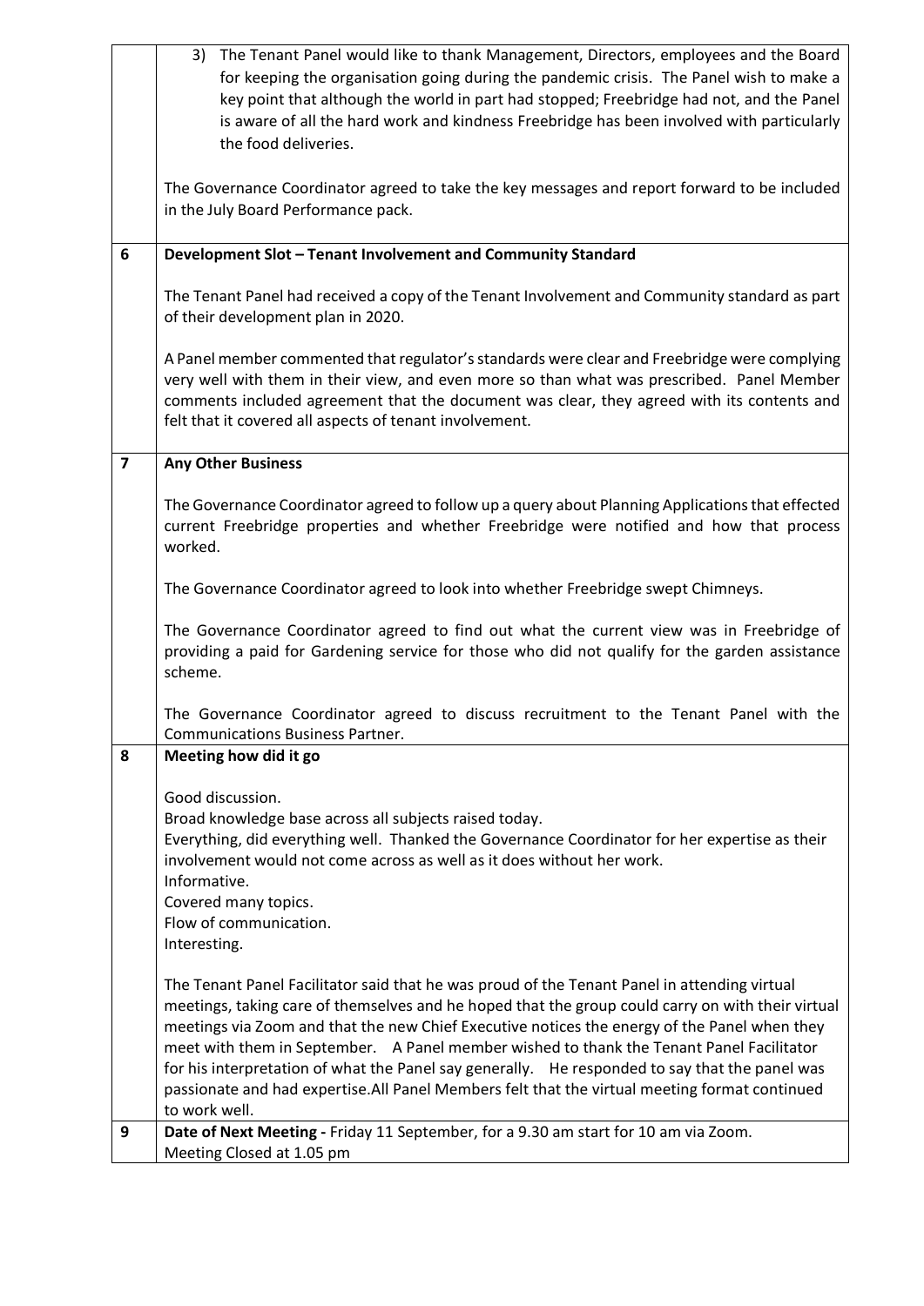| | |
|---|---|
| | 3) The Tenant Panel would like to thank Management, Directors, employees and the Board for keeping the organisation going during the pandemic crisis. The Panel wish to make a key point that although the world in part had stopped; Freebridge had not, and the Panel is aware of all the hard work and kindness Freebridge has been involved with particularly the food deliveries.<br><br>The Governance Coordinator agreed to take the key messages and report forward to be included in the July Board Performance pack. |
| **6** | **Development Slot – Tenant Involvement and Community Standard**<br><br>The Tenant Panel had received a copy of the Tenant Involvement and Community standard as part of their development plan in 2020.<br><br>A Panel member commented that regulator's standards were clear and Freebridge were complying very well with them in their view, and even more so than what was prescribed. Panel Member comments included agreement that the document was clear, they agreed with its contents and felt that it covered all aspects of tenant involvement. |
| **7** | **Any Other Business**<br><br>The Governance Coordinator agreed to follow up a query about Planning Applications that effected current Freebridge properties and whether Freebridge were notified and how that process worked.<br><br>The Governance Coordinator agreed to look into whether Freebridge swept Chimneys.<br><br>The Governance Coordinator agreed to find out what the current view was in Freebridge of providing a paid for Gardening service for those who did not qualify for the garden assistance scheme.<br><br>The Governance Coordinator agreed to discuss recruitment to the Tenant Panel with the Communications Business Partner. |
| **8** | **Meeting how did it go**<br><br>Good discussion.<br>Broad knowledge base across all subjects raised today.<br>Everything, did everything well. Thanked the Governance Coordinator for her expertise as their involvement would not come across as well as it does without her work.<br>Informative.<br>Covered many topics.<br>Flow of communication.<br>Interesting.<br><br>The Tenant Panel Facilitator said that he was proud of the Tenant Panel in attending virtual meetings, taking care of themselves and he hoped that the group could carry on with their virtual meetings via Zoom and that the new Chief Executive notices the energy of the Panel when they meet with them in September. A Panel member wished to thank the Tenant Panel Facilitator for his interpretation of what the Panel say generally. He responded to say that the panel was passionate and had expertise.All Panel Members felt that the virtual meeting format continued to work well. |
| **9** | **Date of Next Meeting -** Friday 11 September, for a 9.30 am start for 10 am via Zoom.<br>Meeting Closed at 1.05 pm |